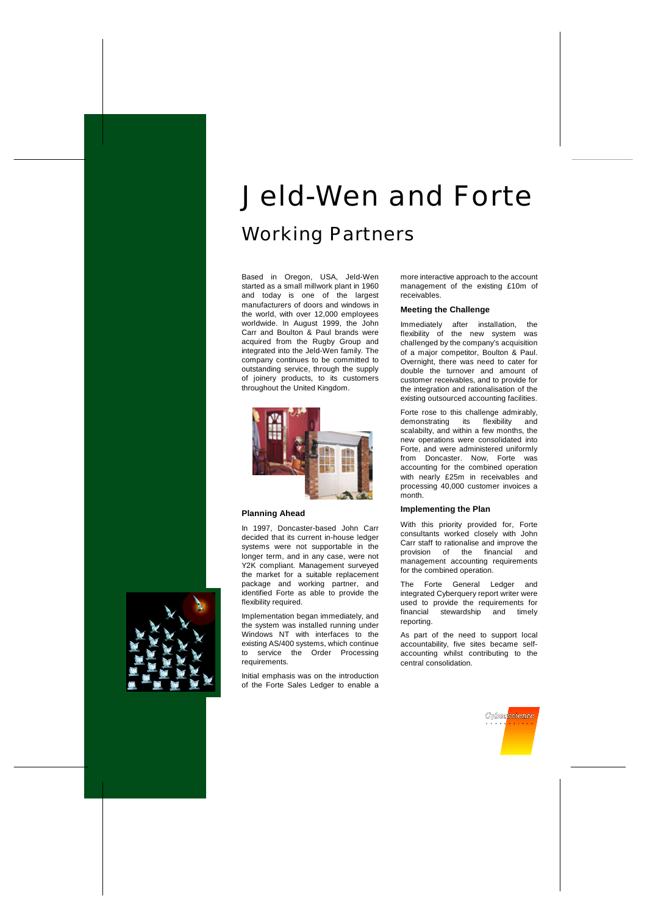# Jeld-Wen and Forte

## Working Partners

Based in Oregon, USA, Jeld-Wen started as a small millwork plant in 1960 and today is one of the largest manufacturers of doors and windows in the world, with over 12,000 employees worldwide. In August 1999, the John Carr and Boulton & Paul brands were acquired from the Rugby Group and integrated into the Jeld-Wen family. The company continues to be committed to outstanding service, through the supply of joinery products, to its customers throughout the United Kingdom.

### Planning Ahead

In 1997, Doncaster-based John Carr decided that its current in-house ledger systems were not supportable in the longer term, and in any case, were not Y2K compliant. Management surveyed the market for a suitable replacement package and working partner, and identified Forte as able to provide the flexibility required.

Implementation began immediately, and the system was installed running under Windows NT with interfaces to the existing AS/400 systems, which continue to service the Order Processing requirements.

Initial emphasis was on the introduction of the Forte Sales Ledger to enable a more interactive approach to the account management of the existing £10m of receivables.

### Meeting the Challenge

Immediately after installation, the flexibility of the new system was challenged by the company's acquisition of a major competitor, Boulton & Paul. Overnight, there was need to cater for double the turnover and amount of customer receivables, and to provide for the integration and rationalisation of the existing outsourced accounting facilities.

Forte rose to this challenge admirably, demonstrating its flexibility and scalabilty, and within a few months, the new operations were consolidated into Forte, and were administered uniformly from Doncaster. Now, Forte was accounting for the combined operation with nearly £25m in receivables and processing 40,000 customer invoices a month.

### Implementing the Plan

With this priority provided for, Forte consultants worked closely with John Carr staff to rationalise and improve the provision of the financial and management accounting requirements for the combined operation.

The Forte General Ledger and integrated Cyberquery report writer were used to provide the requirements for financial stewardship and timely reporting.

As part of the need to support local accountability, five sites became self-accounting whilst contributing to the central consolidation.

Cyberscience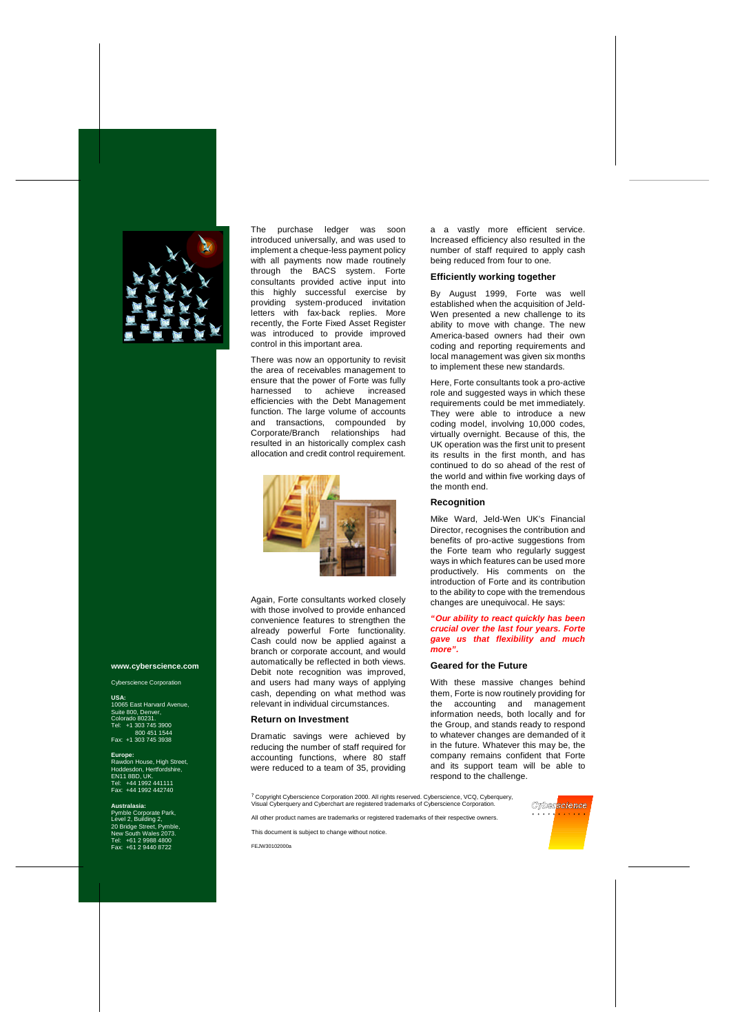The purchase ledger was soon introduced universally, and was used to implement a cheque-less payment policy with all payments now made routinely through the BACS system. Forte consultants provided active input into this highly successful exercise by providing system-produced invitation letters with fax-back replies. More recently, the Forte Fixed Asset Register was introduced to provide improved control in this important area.

There was now an opportunity to revisit the area of receivables management to ensure that the power of Forte was fully harnessed to achieve increased efficiencies with the Debt Management function. The large volume of accounts and transactions, compounded by Corporate/Branch relationships had resulted in an historically complex cash allocation and credit control requirement.

Again, Forte consultants worked closely with those involved to provide enhanced convenience features to strengthen the already powerful Forte functionality. Cash could now be applied against a branch or corporate account, and would automatically be reflected in both views. Debit note recognition was improved, and users had many ways of applying cash, depending on what method was relevant in individual circumstances.

### Return on Investment

Dramatic savings were achieved by reducing the number of staff required for accounting functions, where 80 staff were reduced to a team of 35, providing a a vastly more efficient service. Increased efficiency also resulted in the number of staff required to apply cash being reduced from four to one.

### Efficiently working together

By August 1999, Forte was well established when the acquisition of Jeld-Wen presented a new challenge to its ability to move with change. The new America-based owners had their own coding and reporting requirements and local management was given six months to implement these new standards.

Here, Forte consultants took a pro-active role and suggested ways in which these requirements could be met immediately. They were able to introduce a new coding model, involving 10,000 codes, virtually overnight. Because of this, the UK operation was the first unit to present its results in the first month, and has continued to do so ahead of the rest of the world and within five working days of the month end.

### Recognition

Mike Ward, Jeld-Wen UK's Financial Director, recognises the contribution and benefits of pro-active suggestions from the Forte team who regularly suggest ways in which features can be used more productively. His comments on the introduction of Forte and its contribution to the ability to cope with the tremendous changes are unequivocal. He says:

***"Our ability to react quickly has been crucial over the last four years. Forte gave us that flexibility and much more".***

### Geared for the Future

With these massive changes behind them, Forte is now routinely providing for the accounting and management information needs, both locally and for the Group, and stands ready to respond to whatever changes are demanded of it in the future. Whatever this may be, the company remains confident that Forte and its support team will be able to respond to the challenge.

**www.cyberscience.com**

Cyberscience Corporation

**USA:**
10065 East Harvard Avenue,
Suite 800, Denver,
Colorado 80231.
Tel: +1 303 745 3900
800 451 1544
Fax: +1 303 745 3938

**Europe:**
Rawdon House, High Street,
Hoddesdon, Hertfordshire,
EN11 8BD, UK.
Tel: +44 1992 441111
Fax: +44 1992 442740

**Australasia:**
Pymble Corporate Park,
Level 2, Building 2,
20 Bridge Street, Pymble,
New South Wales 2073.
Tel: +61 2 9988 4800
Fax: +61 2 9440 8722

© Copyright Cyberscience Corporation 2000. All rights reserved. Cyberscience, VCQ, Cyberquery, Visual Cyberquery and Cyberchart are registered trademarks of Cyberscience Corporation.

All other product names are trademarks or registered trademarks of their respective owners.

This document is subject to change without notice.

FEJW30102000a

Cyberscience